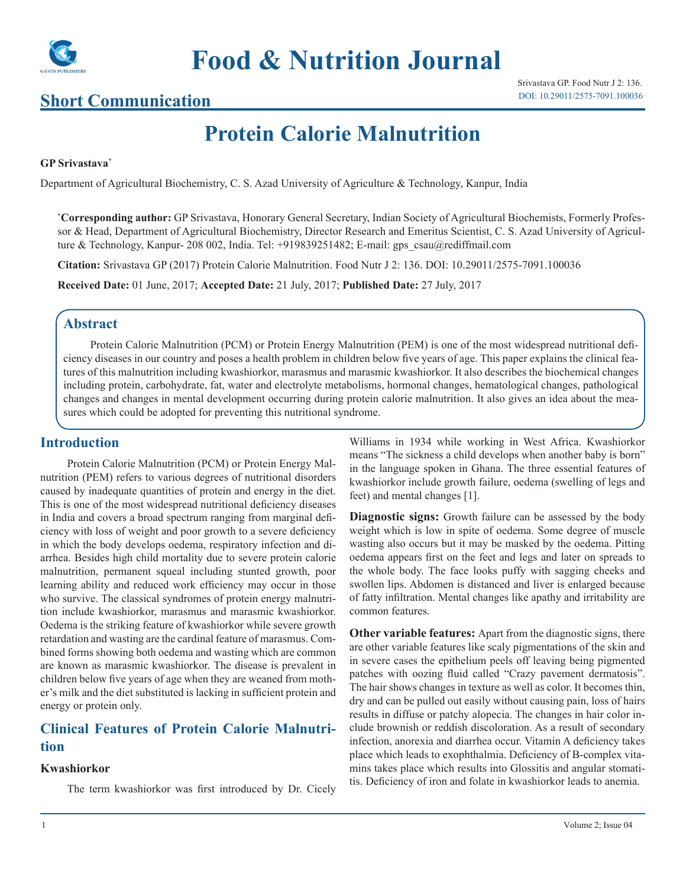# Food & Nutrition Journal

## Short Communication

Srivastava GP. Food Nutr J 2: 136.
DOI: 10.29011/2575-7091.100036

# Protein Calorie Malnutrition

**GP Srivastava***

Department of Agricultural Biochemistry, C. S. Azad University of Agriculture & Technology, Kanpur, India

***Corresponding author:** GP Srivastava, Honorary General Secretary, Indian Society of Agricultural Biochemists, Formerly Professor & Head, Department of Agricultural Biochemistry, Director Research and Emeritus Scientist, C. S. Azad University of Agriculture & Technology, Kanpur- 208 002, India. Tel: +919839251482; E-mail: gps_csau@rediffmail.com

**Citation:** Srivastava GP (2017) Protein Calorie Malnutrition. Food Nutr J 2: 136. DOI: 10.29011/2575-7091.100036

**Received Date:** 01 June, 2017; **Accepted Date:** 21 July, 2017; **Published Date:** 27 July, 2017

## Abstract

Protein Calorie Malnutrition (PCM) or Protein Energy Malnutrition (PEM) is one of the most widespread nutritional deficiency diseases in our country and poses a health problem in children below five years of age. This paper explains the clinical features of this malnutrition including kwashiorkor, marasmus and marasmic kwashiorkor. It also describes the biochemical changes including protein, carbohydrate, fat, water and electrolyte metabolisms, hormonal changes, hematological changes, pathological changes and changes in mental development occurring during protein calorie malnutrition. It also gives an idea about the measures which could be adopted for preventing this nutritional syndrome.

## Introduction

Protein Calorie Malnutrition (PCM) or Protein Energy Malnutrition (PEM) refers to various degrees of nutritional disorders caused by inadequate quantities of protein and energy in the diet. This is one of the most widespread nutritional deficiency diseases in India and covers a broad spectrum ranging from marginal deficiency with loss of weight and poor growth to a severe deficiency in which the body develops oedema, respiratory infection and diarrhea. Besides high child mortality due to severe protein calorie malnutrition, permanent squeal including stunted growth, poor learning ability and reduced work efficiency may occur in those who survive. The classical syndromes of protein energy malnutrition include kwashiorkor, marasmus and marasmic kwashiorkor. Oedema is the striking feature of kwashiorkor while severe growth retardation and wasting are the cardinal feature of marasmus. Combined forms showing both oedema and wasting which are common are known as marasmic kwashiorkor. The disease is prevalent in children below five years of age when they are weaned from mother's milk and the diet substituted is lacking in sufficient protein and energy or protein only.

## Clinical Features of Protein Calorie Malnutrition

### Kwashiorkor

The term kwashiorkor was first introduced by Dr. Cicely Williams in 1934 while working in West Africa. Kwashiorkor means "The sickness a child develops when another baby is born" in the language spoken in Ghana. The three essential features of kwashiorkor include growth failure, oedema (swelling of legs and feet) and mental changes [1].

**Diagnostic signs:** Growth failure can be assessed by the body weight which is low in spite of oedema. Some degree of muscle wasting also occurs but it may be masked by the oedema. Pitting oedema appears first on the feet and legs and later on spreads to the whole body. The face looks puffy with sagging cheeks and swollen lips. Abdomen is distanced and liver is enlarged because of fatty infiltration. Mental changes like apathy and irritability are common features.

**Other variable features:** Apart from the diagnostic signs, there are other variable features like scaly pigmentations of the skin and in severe cases the epithelium peels off leaving being pigmented patches with oozing fluid called "Crazy pavement dermatosis". The hair shows changes in texture as well as color. It becomes thin, dry and can be pulled out easily without causing pain, loss of hairs results in diffuse or patchy alopecia. The changes in hair color include brownish or reddish discoloration. As a result of secondary infection, anorexia and diarrhea occur. Vitamin A deficiency takes place which leads to exophthalmia. Deficiency of B-complex vitamins takes place which results into Glossitis and angular stomatitis. Deficiency of iron and folate in kwashiorkor leads to anemia.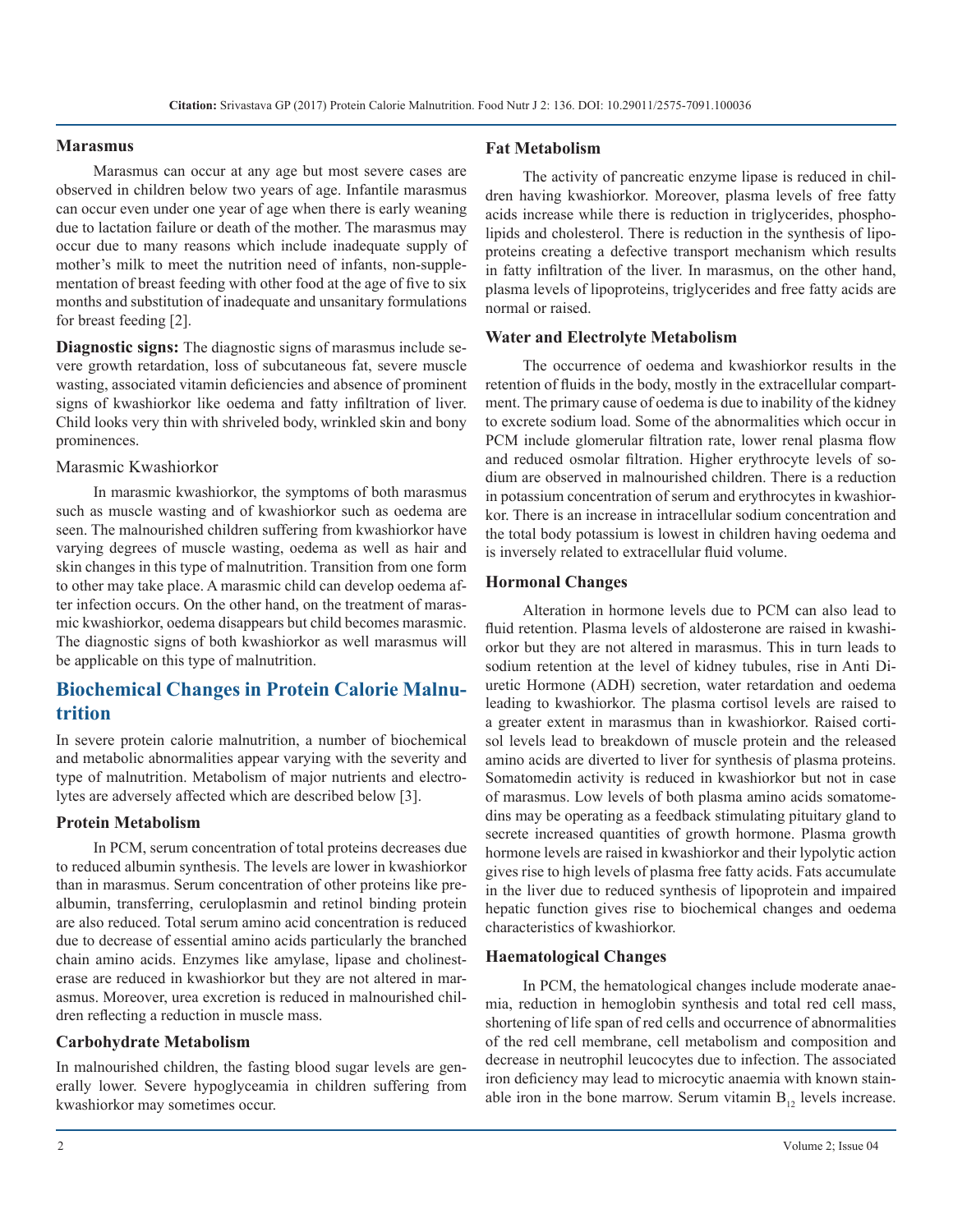### Marasmus

Marasmus can occur at any age but most severe cases are observed in children below two years of age. Infantile marasmus can occur even under one year of age when there is early weaning due to lactation failure or death of the mother. The marasmus may occur due to many reasons which include inadequate supply of mother's milk to meet the nutrition need of infants, non-supplementation of breast feeding with other food at the age of five to six months and substitution of inadequate and unsanitary formulations for breast feeding [2].

**Diagnostic signs:** The diagnostic signs of marasmus include severe growth retardation, loss of subcutaneous fat, severe muscle wasting, associated vitamin deficiencies and absence of prominent signs of kwashiorkor like oedema and fatty infiltration of liver. Child looks very thin with shriveled body, wrinkled skin and bony prominences.

#### Marasmic Kwashiorkor

In marasmic kwashiorkor, the symptoms of both marasmus such as muscle wasting and of kwashiorkor such as oedema are seen. The malnourished children suffering from kwashiorkor have varying degrees of muscle wasting, oedema as well as hair and skin changes in this type of malnutrition. Transition from one form to other may take place. A marasmic child can develop oedema after infection occurs. On the other hand, on the treatment of marasmic kwashiorkor, oedema disappears but child becomes marasmic. The diagnostic signs of both kwashiorkor as well marasmus will be applicable on this type of malnutrition.

## Biochemical Changes in Protein Calorie Malnutrition

In severe protein calorie malnutrition, a number of biochemical and metabolic abnormalities appear varying with the severity and type of malnutrition. Metabolism of major nutrients and electrolytes are adversely affected which are described below [3].

### Protein Metabolism

In PCM, serum concentration of total proteins decreases due to reduced albumin synthesis. The levels are lower in kwashiorkor than in marasmus. Serum concentration of other proteins like prealbumin, transferring, ceruloplasmin and retinol binding protein are also reduced. Total serum amino acid concentration is reduced due to decrease of essential amino acids particularly the branched chain amino acids. Enzymes like amylase, lipase and cholinesterase are reduced in kwashiorkor but they are not altered in marasmus. Moreover, urea excretion is reduced in malnourished children reflecting a reduction in muscle mass.

### Carbohydrate Metabolism

In malnourished children, the fasting blood sugar levels are generally lower. Severe hypoglyceamia in children suffering from kwashiorkor may sometimes occur.

### Fat Metabolism

The activity of pancreatic enzyme lipase is reduced in children having kwashiorkor. Moreover, plasma levels of free fatty acids increase while there is reduction in triglycerides, phospholipids and cholesterol. There is reduction in the synthesis of lipoproteins creating a defective transport mechanism which results in fatty infiltration of the liver. In marasmus, on the other hand, plasma levels of lipoproteins, triglycerides and free fatty acids are normal or raised.

### Water and Electrolyte Metabolism

The occurrence of oedema and kwashiorkor results in the retention of fluids in the body, mostly in the extracellular compartment. The primary cause of oedema is due to inability of the kidney to excrete sodium load. Some of the abnormalities which occur in PCM include glomerular filtration rate, lower renal plasma flow and reduced osmolar filtration. Higher erythrocyte levels of sodium are observed in malnourished children. There is a reduction in potassium concentration of serum and erythrocytes in kwashiorkor. There is an increase in intracellular sodium concentration and the total body potassium is lowest in children having oedema and is inversely related to extracellular fluid volume.

### Hormonal Changes

Alteration in hormone levels due to PCM can also lead to fluid retention. Plasma levels of aldosterone are raised in kwashiorkor but they are not altered in marasmus. This in turn leads to sodium retention at the level of kidney tubules, rise in Anti Diuretic Hormone (ADH) secretion, water retardation and oedema leading to kwashiorkor. The plasma cortisol levels are raised to a greater extent in marasmus than in kwashiorkor. Raised cortisol levels lead to breakdown of muscle protein and the released amino acids are diverted to liver for synthesis of plasma proteins. Somatomedin activity is reduced in kwashiorkor but not in case of marasmus. Low levels of both plasma amino acids somatomedins may be operating as a feedback stimulating pituitary gland to secrete increased quantities of growth hormone. Plasma growth hormone levels are raised in kwashiorkor and their lypolytic action gives rise to high levels of plasma free fatty acids. Fats accumulate in the liver due to reduced synthesis of lipoprotein and impaired hepatic function gives rise to biochemical changes and oedema characteristics of kwashiorkor.

### Haematological Changes

In PCM, the hematological changes include moderate anaemia, reduction in hemoglobin synthesis and total red cell mass, shortening of life span of red cells and occurrence of abnormalities of the red cell membrane, cell metabolism and composition and decrease in neutrophil leucocytes due to infection. The associated iron deficiency may lead to microcytic anaemia with known stainable iron in the bone marrow. Serum vitamin $B_{12}$ levels increase.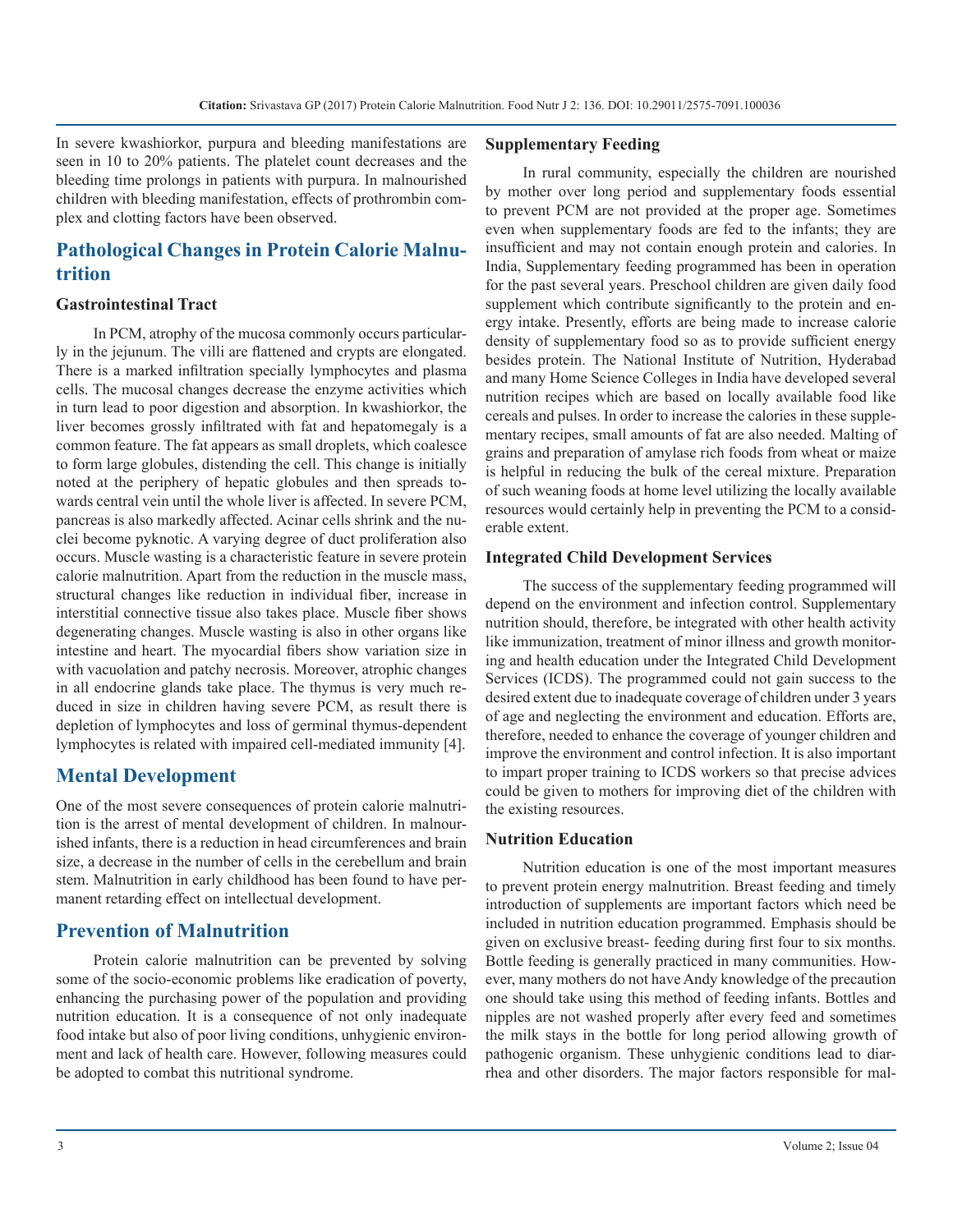In severe kwashiorkor, purpura and bleeding manifestations are seen in 10 to 20% patients. The platelet count decreases and the bleeding time prolongs in patients with purpura. In malnourished children with bleeding manifestation, effects of prothrombin complex and clotting factors have been observed.

## Pathological Changes in Protein Calorie Malnutrition

### Gastrointestinal Tract

In PCM, atrophy of the mucosa commonly occurs particularly in the jejunum. The villi are flattened and crypts are elongated. There is a marked infiltration specially lymphocytes and plasma cells. The mucosal changes decrease the enzyme activities which in turn lead to poor digestion and absorption. In kwashiorkor, the liver becomes grossly infiltrated with fat and hepatomegaly is a common feature. The fat appears as small droplets, which coalesce to form large globules, distending the cell. This change is initially noted at the periphery of hepatic globules and then spreads towards central vein until the whole liver is affected. In severe PCM, pancreas is also markedly affected. Acinar cells shrink and the nuclei become pyknotic. A varying degree of duct proliferation also occurs. Muscle wasting is a characteristic feature in severe protein calorie malnutrition. Apart from the reduction in the muscle mass, structural changes like reduction in individual fiber, increase in interstitial connective tissue also takes place. Muscle fiber shows degenerating changes. Muscle wasting is also in other organs like intestine and heart. The myocardial fibers show variation size in with vacuolation and patchy necrosis. Moreover, atrophic changes in all endocrine glands take place. The thymus is very much reduced in size in children having severe PCM, as result there is depletion of lymphocytes and loss of germinal thymus-dependent lymphocytes is related with impaired cell-mediated immunity [4].

## Mental Development

One of the most severe consequences of protein calorie malnutrition is the arrest of mental development of children. In malnourished infants, there is a reduction in head circumferences and brain size, a decrease in the number of cells in the cerebellum and brain stem. Malnutrition in early childhood has been found to have permanent retarding effect on intellectual development.

## Prevention of Malnutrition

Protein calorie malnutrition can be prevented by solving some of the socio-economic problems like eradication of poverty, enhancing the purchasing power of the population and providing nutrition education. It is a consequence of not only inadequate food intake but also of poor living conditions, unhygienic environment and lack of health care. However, following measures could be adopted to combat this nutritional syndrome.

### Supplementary Feeding

In rural community, especially the children are nourished by mother over long period and supplementary foods essential to prevent PCM are not provided at the proper age. Sometimes even when supplementary foods are fed to the infants; they are insufficient and may not contain enough protein and calories. In India, Supplementary feeding programmed has been in operation for the past several years. Preschool children are given daily food supplement which contribute significantly to the protein and energy intake. Presently, efforts are being made to increase calorie density of supplementary food so as to provide sufficient energy besides protein. The National Institute of Nutrition, Hyderabad and many Home Science Colleges in India have developed several nutrition recipes which are based on locally available food like cereals and pulses. In order to increase the calories in these supplementary recipes, small amounts of fat are also needed. Malting of grains and preparation of amylase rich foods from wheat or maize is helpful in reducing the bulk of the cereal mixture. Preparation of such weaning foods at home level utilizing the locally available resources would certainly help in preventing the PCM to a considerable extent.

### Integrated Child Development Services

The success of the supplementary feeding programmed will depend on the environment and infection control. Supplementary nutrition should, therefore, be integrated with other health activity like immunization, treatment of minor illness and growth monitoring and health education under the Integrated Child Development Services (ICDS). The programmed could not gain success to the desired extent due to inadequate coverage of children under 3 years of age and neglecting the environment and education. Efforts are, therefore, needed to enhance the coverage of younger children and improve the environment and control infection. It is also important to impart proper training to ICDS workers so that precise advices could be given to mothers for improving diet of the children with the existing resources.

### Nutrition Education

Nutrition education is one of the most important measures to prevent protein energy malnutrition. Breast feeding and timely introduction of supplements are important factors which need be included in nutrition education programmed. Emphasis should be given on exclusive breast- feeding during first four to six months. Bottle feeding is generally practiced in many communities. However, many mothers do not have Andy knowledge of the precaution one should take using this method of feeding infants. Bottles and nipples are not washed properly after every feed and sometimes the milk stays in the bottle for long period allowing growth of pathogenic organism. These unhygienic conditions lead to diarrhea and other disorders. The major factors responsible for mal-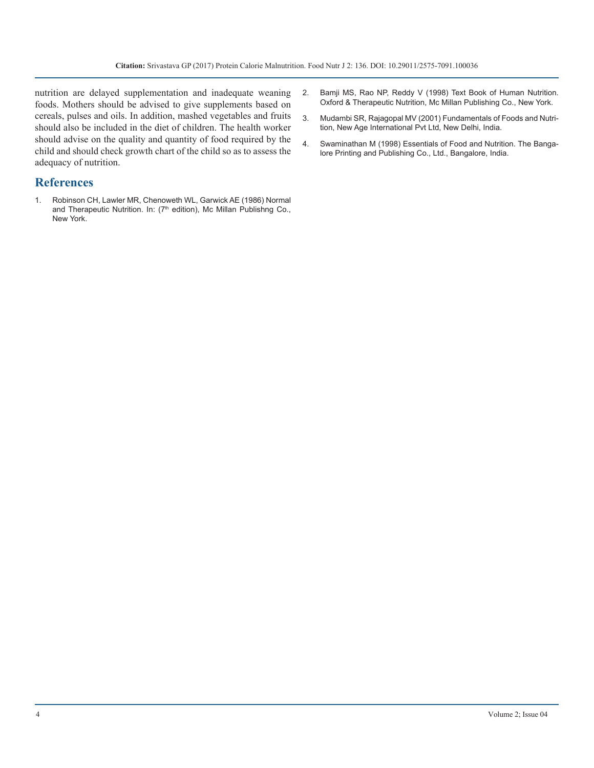nutrition are delayed supplementation and inadequate weaning foods. Mothers should be advised to give supplements based on cereals, pulses and oils. In addition, mashed vegetables and fruits should also be included in the diet of children. The health worker should advise on the quality and quantity of food required by the child and should check growth chart of the child so as to assess the adequacy of nutrition.

## References

1. Robinson CH, Lawler MR, Chenoweth WL, Garwick AE (1986) Normal and Therapeutic Nutrition. In: (7th edition), Mc Millan Publishng Co., New York.
2. Bamji MS, Rao NP, Reddy V (1998) Text Book of Human Nutrition. Oxford & Therapeutic Nutrition, Mc Millan Publishing Co., New York.
3. Mudambi SR, Rajagopal MV (2001) Fundamentals of Foods and Nutrition, New Age International Pvt Ltd, New Delhi, India.
4. Swaminathan M (1998) Essentials of Food and Nutrition. The Bangalore Printing and Publishing Co., Ltd., Bangalore, India.